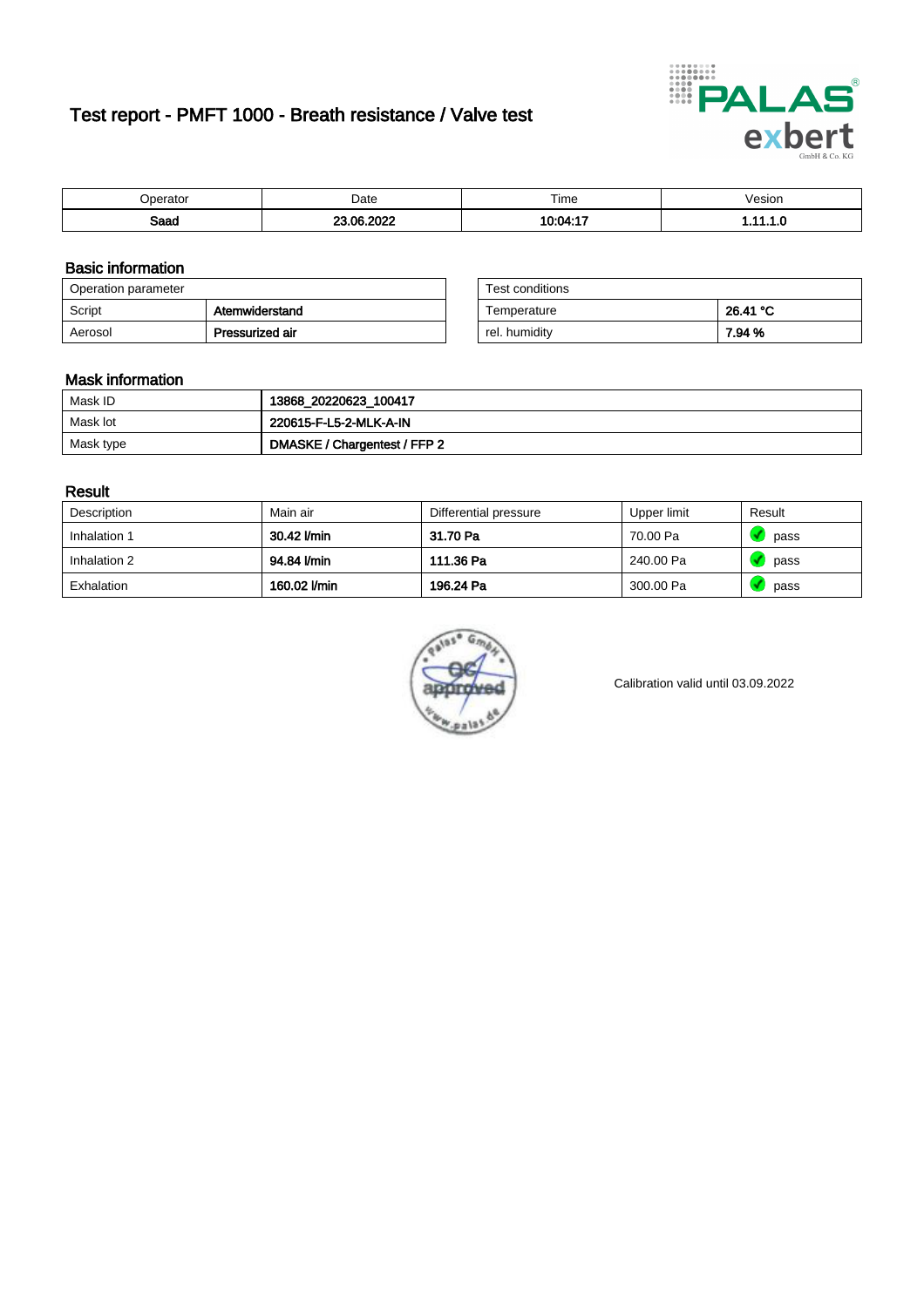# Test report - PMFT 1000 - Breath resistance / Valve test

| Operator | Date | Time | Vesion |
| --- | --- | --- | --- |
| **Saad** | **23.06.2022** | **10:04:17** | **1.11.1.0** |

## Basic information

| Operation parameter | |
| --- | --- |
| Script | **Atemwiderstand** |
| Aerosol | **Pressurized air** |

| Test conditions | |
| --- | --- |
| Temperature | **26.41 °C** |
| rel. humidity | **7.94 %** |

## Mask information

| | |
| --- | --- |
| Mask ID | **13868_20220623_100417** |
| Mask lot | **220615-F-L5-2-MLK-A-IN** |
| Mask type | **DMASKE / Chargentest / FFP 2** |

## Result

| Description | Main air | Differential pressure | Upper limit | Result |
| --- | --- | --- | --- | --- |
| Inhalation 1 | **30.42 l/min** | **31.70 Pa** | 70.00 Pa | pass |
| Inhalation 2 | **94.84 l/min** | **111.36 Pa** | 240.00 Pa | pass |
| Exhalation | **160.02 l/min** | **196.24 Pa** | 300.00 Pa | pass |

Calibration valid until 03.09.2022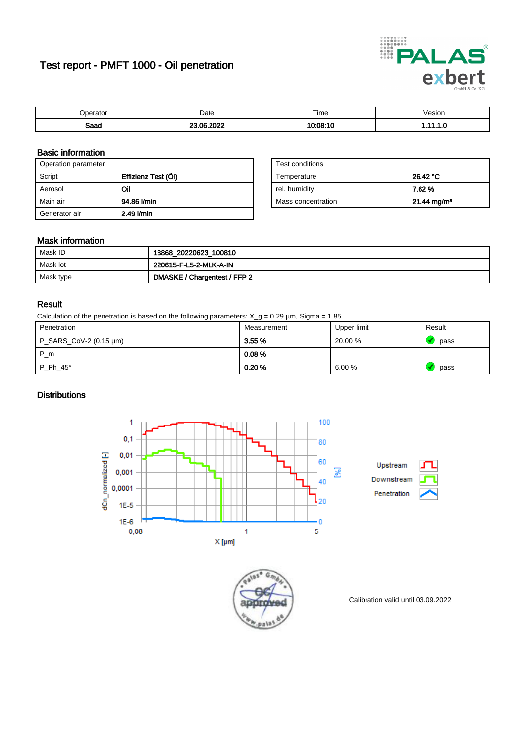# Test report - PMFT 1000 - Oil penetration

PALAS exbert GmbH & Co. KG

| Operator | Date | Time | Vesion |
|---|---|---|---|
| **Saad** | **23.06.2022** | **10:08:10** | **1.11.1.0** |

## Basic information

| Operation parameter | |
|---|---|
| Script | **Effizienz Test (Öl)** |
| Aerosol | **Oil** |
| Main air | **94.86 l/min** |
| Generator air | **2.49 l/min** |

| Test conditions | |
|---|---|
| Temperature | **26.42 °C** |
| rel. humidity | **7.62 %** |
| Mass concentration | **21.44 mg/m³** |

## Mask information

| | |
|---|---|
| Mask ID | **13868_20220623_100810** |
| Mask lot | **220615-F-L5-2-MLK-A-IN** |
| Mask type | **DMASKE / Chargentest / FFP 2** |

## Result

Calculation of the penetration is based on the following parameters: X_g = 0.29 µm, Sigma = 1.85

| Penetration | Measurement | Upper limit | Result |
|---|---|---|---|
| P_SARS_CoV-2 (0.15 µm) | **3.55 %** | 20.00 % | pass |
| P_m | **0.08 %** | | |
| P_Ph_45° | **0.20 %** | 6.00 % | pass |

## Distributions

dCn_normalized [-]
1
0,1
0,01
0,001
0,0001
1E-5
1E-6
0,08
1
5
X [µm]
[%]
100
80
60
40
20
0

Upstream
Downstream
Penetration

Palas® GmbH
QC
approved
www.palas.de

Calibration valid until 03.09.2022